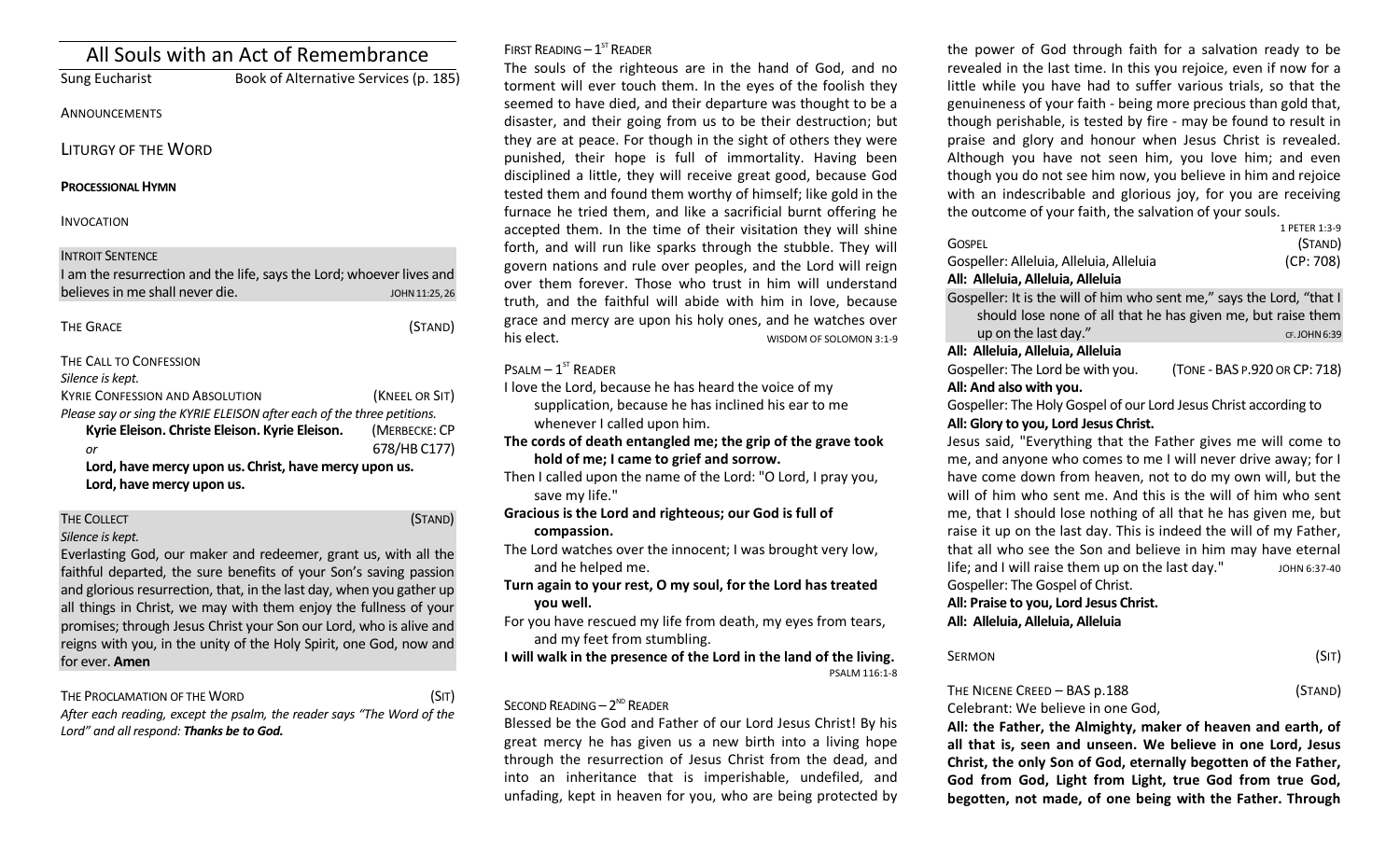# All Souls with an Act of Remembrance

Sung Eucharist — Book of Alternative Services (p. 185)

ANNOUNCEMENTS

## LITURGY OF THE WORD

**PROCESSIONAL HYMN**

INVOCATION

INTROIT SENTENCE

I am the resurrection and the life, says the Lord; whoever lives and believes in me shall never die. JOHN 11:25, 26

THE GRACE (STAND)

THE CALL TO CONFESSION

*Silence is kept.*

KYRIE CONFESSION AND ABSOLUTION (KNEEL OR SIT)

*Please say or sing the KYRIE ELEISON after each of the three petitions.*

**Kyrie Eleison. Christe Eleison. Kyrie Eleison.** (MERBECKE: CP 678/HB C177)

*or*

**Lord, have mercy upon us. Christ, have mercy upon us. Lord, have mercy upon us.**

THE COLLECT (STAND)

*Silence is kept.*

Everlasting God, our maker and redeemer, grant us, with all the faithful departed, the sure benefits of your Son's saving passion and glorious resurrection, that, in the last day, when you gather up all things in Christ, we may with them enjoy the fullness of your promises; through Jesus Christ your Son our Lord, who is alive and reigns with you, in the unity of the Holy Spirit, one God, now and for ever. **Amen**

THE PROCLAMATION OF THE WORD (SIT)

*After each reading, except the psalm, the reader says "The Word of the Lord" and all respond: **Thanks be to God.***

FIRST READING – 1ST READER

The souls of the righteous are in the hand of God, and no torment will ever touch them. In the eyes of the foolish they seemed to have died, and their departure was thought to be a disaster, and their going from us to be their destruction; but they are at peace. For though in the sight of others they were punished, their hope is full of immortality. Having been disciplined a little, they will receive great good, because God tested them and found them worthy of himself; like gold in the furnace he tried them, and like a sacrificial burnt offering he accepted them. In the time of their visitation they will shine forth, and will run like sparks through the stubble. They will govern nations and rule over peoples, and the Lord will reign over them forever. Those who trust in him will understand truth, and the faithful will abide with him in love, because grace and mercy are upon his holy ones, and he watches over his elect. WISDOM OF SOLOMON 3:1-9

PSALM – 1ST READER

I love the Lord, because he has heard the voice of my supplication, because he has inclined his ear to me whenever I called upon him.

**The cords of death entangled me; the grip of the grave took hold of me; I came to grief and sorrow.**

Then I called upon the name of the Lord: "O Lord, I pray you, save my life."

**Gracious is the Lord and righteous; our God is full of compassion.**

The Lord watches over the innocent; I was brought very low, and he helped me.

**Turn again to your rest, O my soul, for the Lord has treated you well.**

For you have rescued my life from death, my eyes from tears, and my feet from stumbling.

**I will walk in the presence of the Lord in the land of the living.**

PSALM 116:1-8

SECOND READING – 2ND READER

Blessed be the God and Father of our Lord Jesus Christ! By his great mercy he has given us a new birth into a living hope through the resurrection of Jesus Christ from the dead, and into an inheritance that is imperishable, undefiled, and unfading, kept in heaven for you, who are being protected by the power of God through faith for a salvation ready to be revealed in the last time. In this you rejoice, even if now for a little while you have had to suffer various trials, so that the genuineness of your faith - being more precious than gold that, though perishable, is tested by fire - may be found to result in praise and glory and honour when Jesus Christ is revealed. Although you have not seen him, you love him; and even though you do not see him now, you believe in him and rejoice with an indescribable and glorious joy, for you are receiving the outcome of your faith, the salvation of your souls.

1 PETER 1:3-9

GOSPEL (STAND)

Gospeller: Alleluia, Alleluia, Alleluia (CP: 708)

**All: Alleluia, Alleluia, Alleluia**

Gospeller: It is the will of him who sent me," says the Lord, "that I should lose none of all that he has given me, but raise them up on the last day." CF. JOHN 6:39

**All: Alleluia, Alleluia, Alleluia**

Gospeller: The Lord be with you. (TONE - BAS P.920 OR CP: 718)

**All: And also with you.**

Gospeller: The Holy Gospel of our Lord Jesus Christ according to

**All: Glory to you, Lord Jesus Christ.**

Jesus said, "Everything that the Father gives me will come to me, and anyone who comes to me I will never drive away; for I have come down from heaven, not to do my own will, but the will of him who sent me. And this is the will of him who sent me, that I should lose nothing of all that he has given me, but raise it up on the last day. This is indeed the will of my Father, that all who see the Son and believe in him may have eternal life; and I will raise them up on the last day." JOHN 6:37-40

Gospeller: The Gospel of Christ.

**All: Praise to you, Lord Jesus Christ.**

**All: Alleluia, Alleluia, Alleluia**

SERMON (SIT)

THE NICENE CREED – BAS p.188 (STAND)

Celebrant: We believe in one God,

**All: the Father, the Almighty, maker of heaven and earth, of all that is, seen and unseen. We believe in one Lord, Jesus Christ, the only Son of God, eternally begotten of the Father, God from God, Light from Light, true God from true God, begotten, not made, of one being with the Father. Through**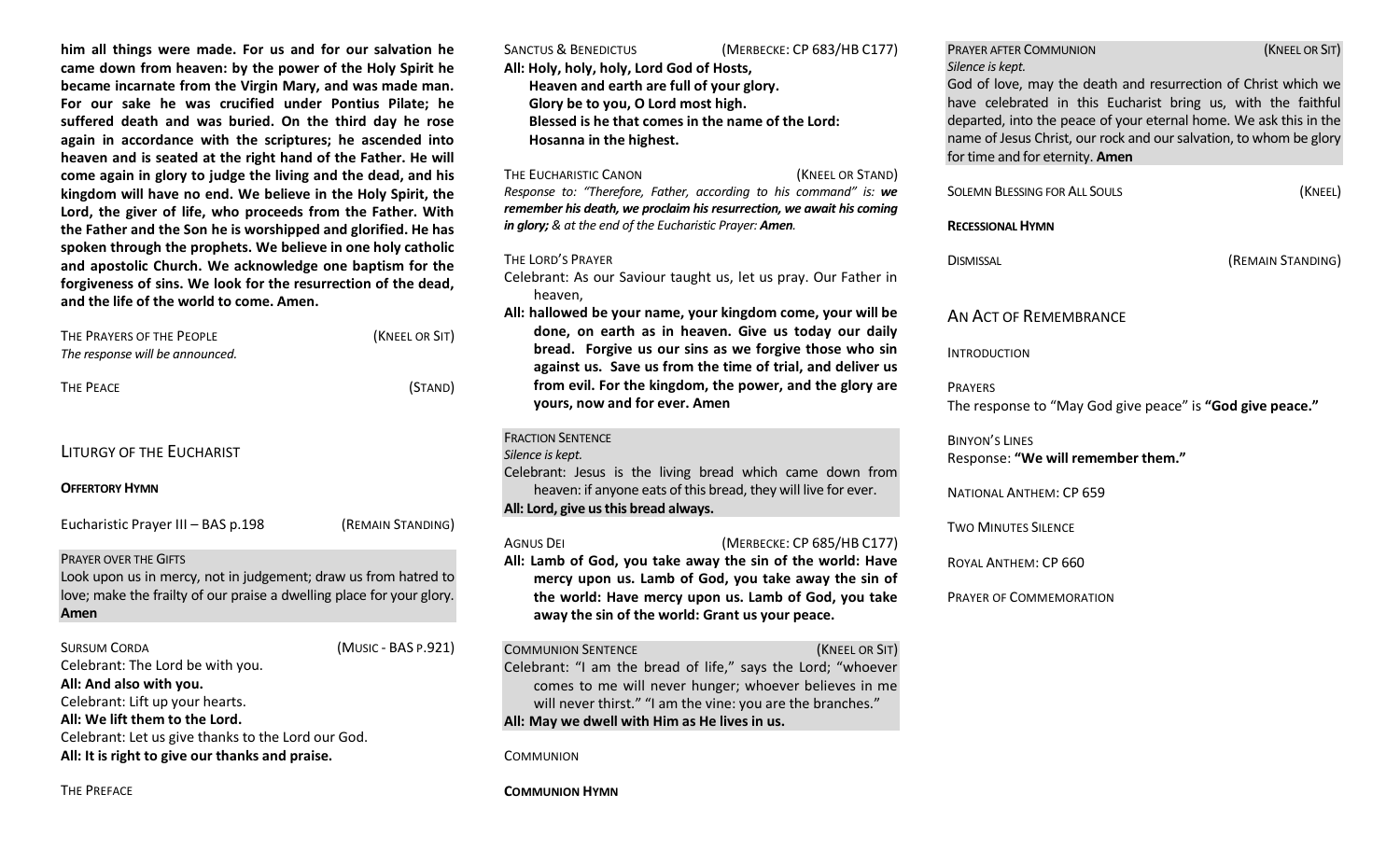**him all things were made. For us and for our salvation he came down from heaven: by the power of the Holy Spirit he became incarnate from the Virgin Mary, and was made man. For our sake he was crucified under Pontius Pilate; he suffered death and was buried. On the third day he rose again in accordance with the scriptures; he ascended into heaven and is seated at the right hand of the Father. He will come again in glory to judge the living and the dead, and his kingdom will have no end. We believe in the Holy Spirit, the Lord, the giver of life, who proceeds from the Father. With the Father and the Son he is worshipped and glorified. He has spoken through the prophets. We believe in one holy catholic and apostolic Church. We acknowledge one baptism for the forgiveness of sins. We look for the resurrection of the dead, and the life of the world to come. Amen.**

THE PRAYERS OF THE PEOPLE (KNEEL OR SIT)
*The response will be announced.*

THE PEACE (STAND)

## LITURGY OF THE EUCHARIST

**OFFERTORY HYMN**

Eucharistic Prayer III – BAS p.198 (REMAIN STANDING)

PRAYER OVER THE GIFTS
Look upon us in mercy, not in judgement; draw us from hatred to love; make the frailty of our praise a dwelling place for your glory. **Amen**

SURSUM CORDA (MUSIC - BAS P.921)
Celebrant: The Lord be with you.
**All: And also with you.**
Celebrant: Lift up your hearts.
**All: We lift them to the Lord.**
Celebrant: Let us give thanks to the Lord our God.
**All: It is right to give our thanks and praise.**

THE PREFACE

SANCTUS & BENEDICTUS (MERBECKE: CP 683/HB C177)
**All: Holy, holy, holy, Lord God of Hosts,
Heaven and earth are full of your glory.
Glory be to you, O Lord most high.
Blessed is he that comes in the name of the Lord:
Hosanna in the highest.**

THE EUCHARISTIC CANON (KNEEL OR STAND)
*Response to: "Therefore, Father, according to his command" is:* ***we remember his death, we proclaim his resurrection, we await his coming in glory;*** *& at the end of the Eucharistic Prayer:* ***Amen****.*

THE LORD'S PRAYER
Celebrant: As our Saviour taught us, let us pray. Our Father in heaven,
**All: hallowed be your name, your kingdom come, your will be done, on earth as in heaven. Give us today our daily bread. Forgive us our sins as we forgive those who sin against us. Save us from the time of trial, and deliver us from evil. For the kingdom, the power, and the glory are yours, now and for ever. Amen**

FRACTION SENTENCE
*Silence is kept.*
Celebrant: Jesus is the living bread which came down from heaven: if anyone eats of this bread, they will live for ever.
**All: Lord, give us this bread always.**

AGNUS DEI (MERBECKE: CP 685/HB C177)
**All: Lamb of God, you take away the sin of the world: Have mercy upon us. Lamb of God, you take away the sin of the world: Have mercy upon us. Lamb of God, you take away the sin of the world: Grant us your peace.**

COMMUNION SENTENCE (KNEEL OR SIT)
Celebrant: "I am the bread of life," says the Lord; "whoever comes to me will never hunger; whoever believes in me will never thirst." "I am the vine: you are the branches."
**All: May we dwell with Him as He lives in us.**

COMMUNION

**COMMUNION HYMN**

PRAYER AFTER COMMUNION (KNEEL OR SIT)
*Silence is kept.*
God of love, may the death and resurrection of Christ which we have celebrated in this Eucharist bring us, with the faithful departed, into the peace of your eternal home. We ask this in the name of Jesus Christ, our rock and our salvation, to whom be glory for time and for eternity. **Amen**

SOLEMN BLESSING FOR ALL SOULS (KNEEL)

**RECESSIONAL HYMN**

DISMISSAL (REMAIN STANDING)

## AN ACT OF REMEMBRANCE

INTRODUCTION

PRAYERS
The response to "May God give peace" is **"God give peace."**

BINYON'S LINES
Response: **"We will remember them."**

NATIONAL ANTHEM: CP 659

TWO MINUTES SILENCE

ROYAL ANTHEM: CP 660

PRAYER OF COMMEMORATION